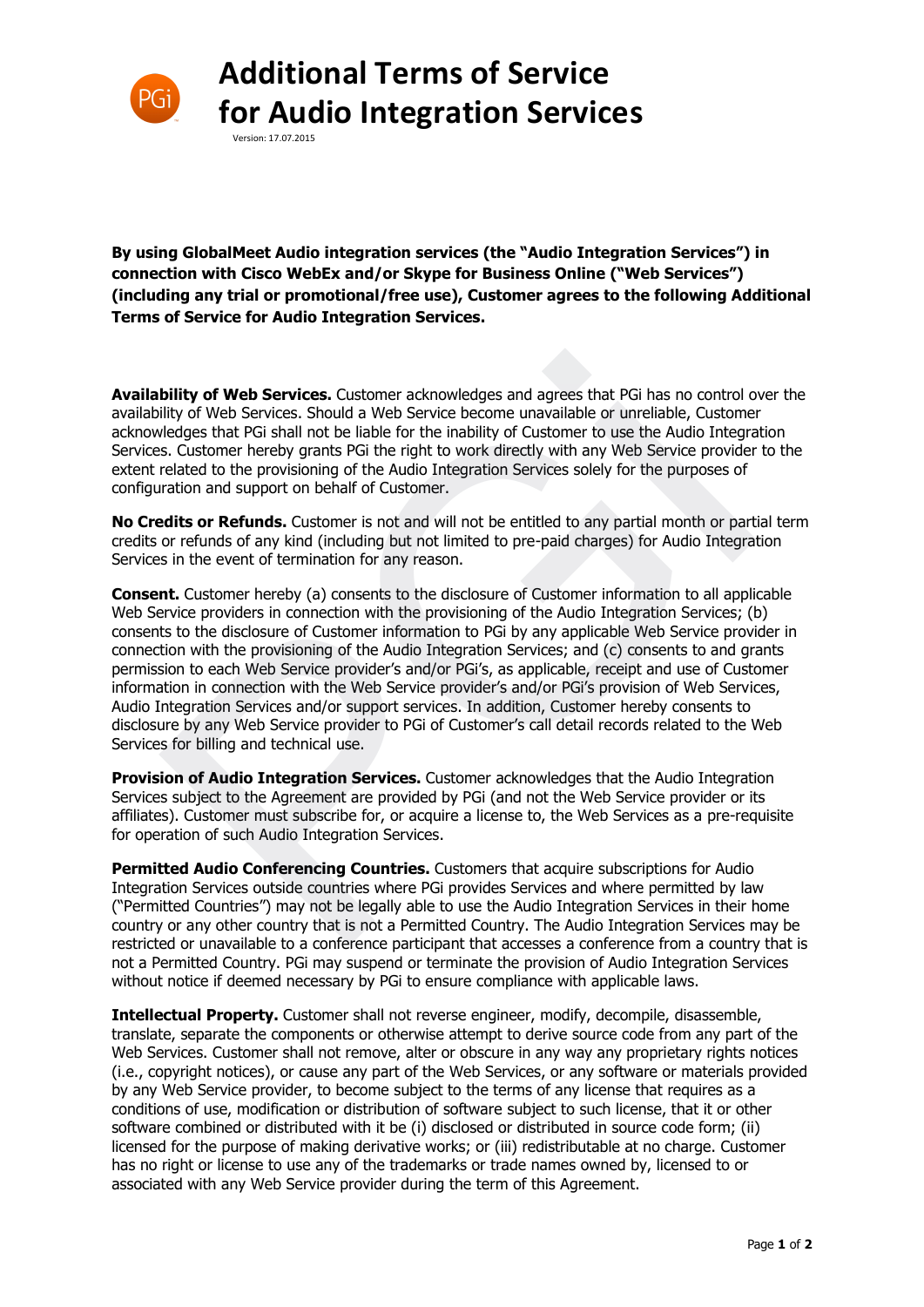# Additional Terms of Service for Audio Integration Services

Version: 17.07.2015

**By using GlobalMeet Audio integration services (the "Audio Integration Services") in connection with Cisco WebEx and/or Skype for Business Online ("Web Services") (including any trial or promotional/free use), Customer agrees to the following Additional Terms of Service for Audio Integration Services.**

**Availability of Web Services.** Customer acknowledges and agrees that PGi has no control over the availability of Web Services. Should a Web Service become unavailable or unreliable, Customer acknowledges that PGi shall not be liable for the inability of Customer to use the Audio Integration Services. Customer hereby grants PGi the right to work directly with any Web Service provider to the extent related to the provisioning of the Audio Integration Services solely for the purposes of configuration and support on behalf of Customer.

**No Credits or Refunds.** Customer is not and will not be entitled to any partial month or partial term credits or refunds of any kind (including but not limited to pre-paid charges) for Audio Integration Services in the event of termination for any reason.

**Consent.** Customer hereby (a) consents to the disclosure of Customer information to all applicable Web Service providers in connection with the provisioning of the Audio Integration Services; (b) consents to the disclosure of Customer information to PGi by any applicable Web Service provider in connection with the provisioning of the Audio Integration Services; and (c) consents to and grants permission to each Web Service provider's and/or PGi's, as applicable, receipt and use of Customer information in connection with the Web Service provider's and/or PGi's provision of Web Services, Audio Integration Services and/or support services. In addition, Customer hereby consents to disclosure by any Web Service provider to PGi of Customer's call detail records related to the Web Services for billing and technical use.

**Provision of Audio Integration Services.** Customer acknowledges that the Audio Integration Services subject to the Agreement are provided by PGi (and not the Web Service provider or its affiliates). Customer must subscribe for, or acquire a license to, the Web Services as a pre-requisite for operation of such Audio Integration Services.

**Permitted Audio Conferencing Countries.** Customers that acquire subscriptions for Audio Integration Services outside countries where PGi provides Services and where permitted by law ("Permitted Countries") may not be legally able to use the Audio Integration Services in their home country or any other country that is not a Permitted Country. The Audio Integration Services may be restricted or unavailable to a conference participant that accesses a conference from a country that is not a Permitted Country. PGi may suspend or terminate the provision of Audio Integration Services without notice if deemed necessary by PGi to ensure compliance with applicable laws.

**Intellectual Property.** Customer shall not reverse engineer, modify, decompile, disassemble, translate, separate the components or otherwise attempt to derive source code from any part of the Web Services. Customer shall not remove, alter or obscure in any way any proprietary rights notices (i.e., copyright notices), or cause any part of the Web Services, or any software or materials provided by any Web Service provider, to become subject to the terms of any license that requires as a conditions of use, modification or distribution of software subject to such license, that it or other software combined or distributed with it be (i) disclosed or distributed in source code form; (ii) licensed for the purpose of making derivative works; or (iii) redistributable at no charge. Customer has no right or license to use any of the trademarks or trade names owned by, licensed to or associated with any Web Service provider during the term of this Agreement.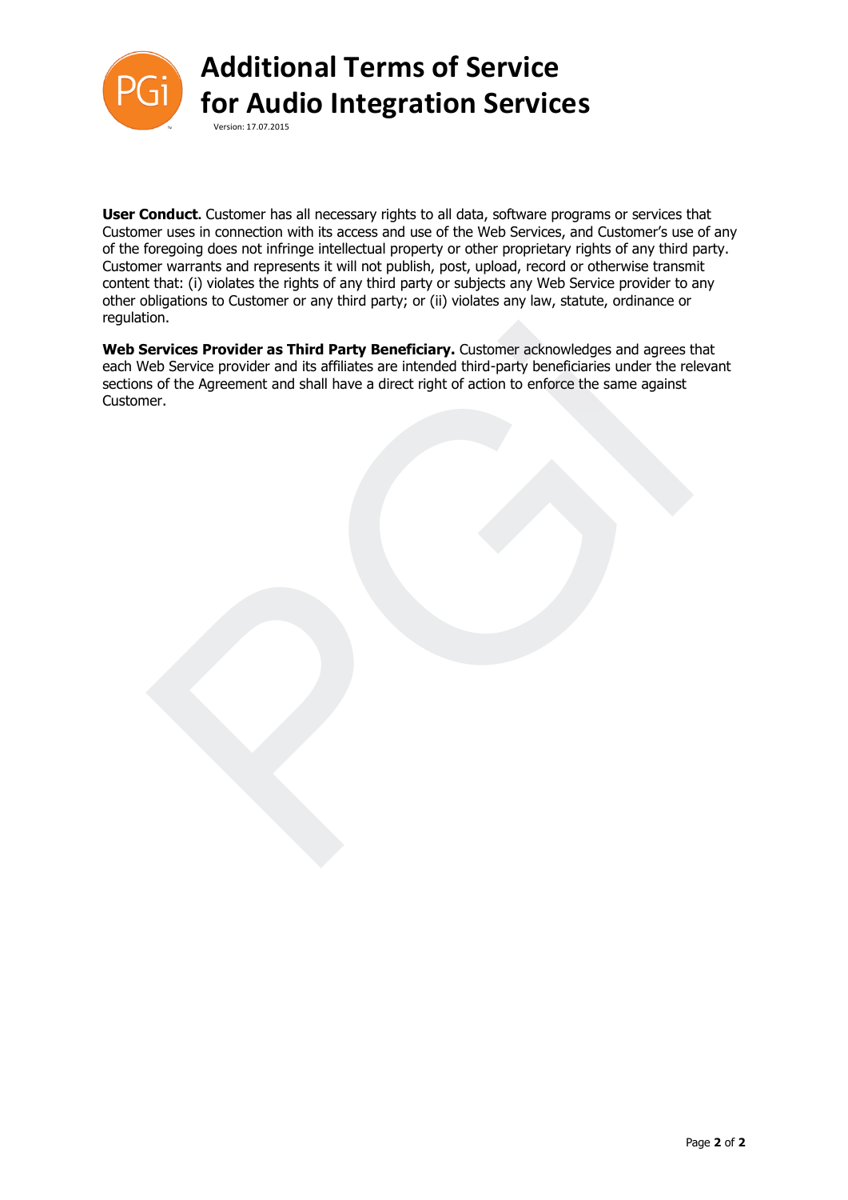**User Conduct**. Customer has all necessary rights to all data, software programs or services that Customer uses in connection with its access and use of the Web Services, and Customer's use of any of the foregoing does not infringe intellectual property or other proprietary rights of any third party. Customer warrants and represents it will not publish, post, upload, record or otherwise transmit content that: (i) violates the rights of any third party or subjects any Web Service provider to any other obligations to Customer or any third party; or (ii) violates any law, statute, ordinance or regulation.

**Web Services Provider as Third Party Beneficiary.** Customer acknowledges and agrees that each Web Service provider and its affiliates are intended third-party beneficiaries under the relevant sections of the Agreement and shall have a direct right of action to enforce the same against Customer.